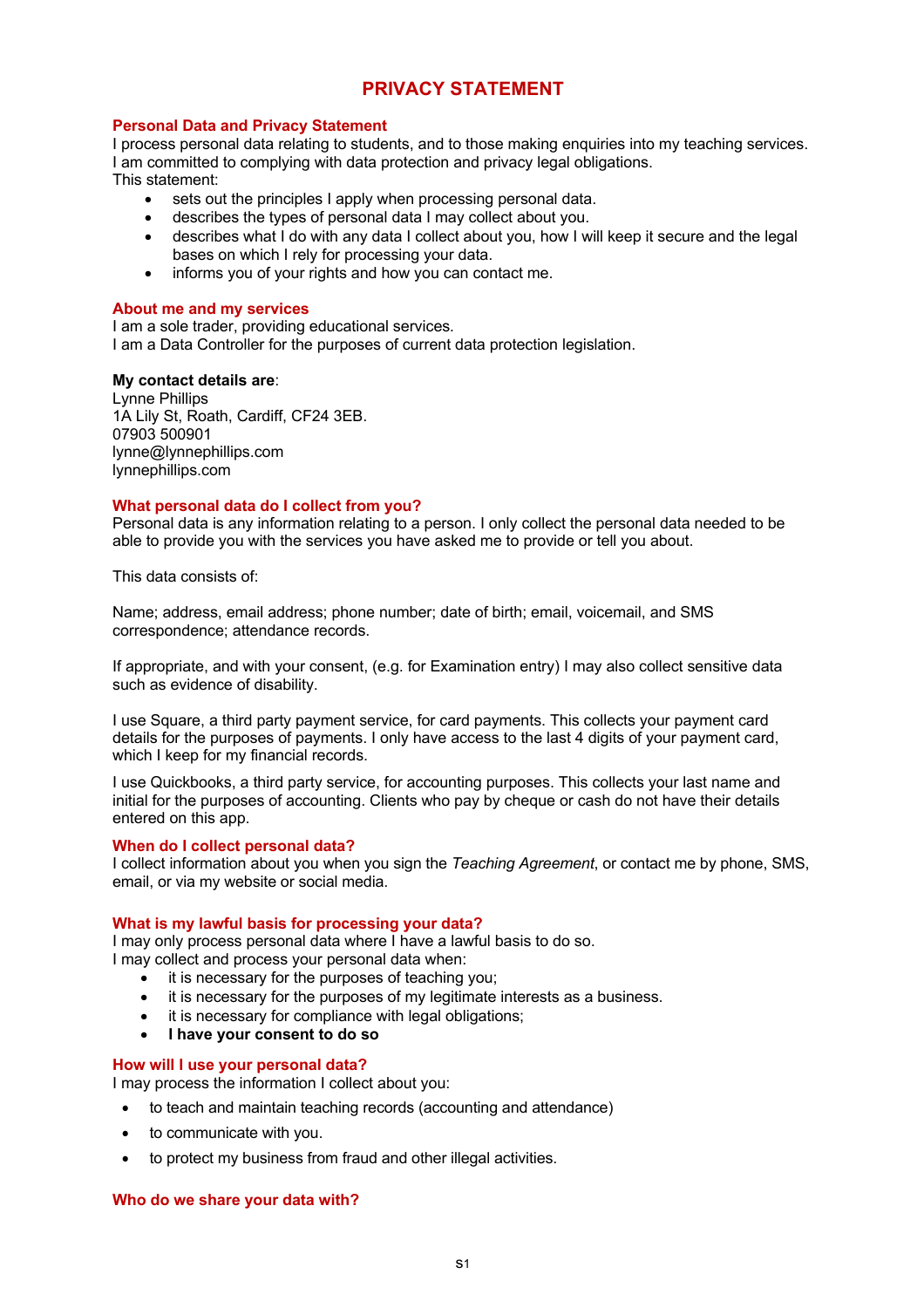# PRIVACY STATEMENT

## Personal Data and Privacy Statement

I process personal data relating to students, and to those making enquiries into my teaching services. I am committed to complying with data protection and privacy legal obligations.
This statement:

- sets out the principles I apply when processing personal data.
- describes the types of personal data I may collect about you.
- describes what I do with any data I collect about you, how I will keep it secure and the legal bases on which I rely for processing your data.
- informs you of your rights and how you can contact me.

## About me and my services

I am a sole trader, providing educational services.
I am a Data Controller for the purposes of current data protection legislation.

**My contact details are**:
Lynne Phillips
1A Lily St, Roath, Cardiff, CF24 3EB.
07903 500901
lynne@lynnephillips.com
lynnephillips.com

## What personal data do I collect from you?

Personal data is any information relating to a person. I only collect the personal data needed to be able to provide you with the services you have asked me to provide or tell you about.

This data consists of:

Name; address, email address; phone number; date of birth; email, voicemail, and SMS correspondence; attendance records.

If appropriate, and with your consent, (e.g. for Examination entry) I may also collect sensitive data such as evidence of disability.

I use Square, a third party payment service, for card payments. This collects your payment card details for the purposes of payments. I only have access to the last 4 digits of your payment card, which I keep for my financial records.

I use Quickbooks, a third party service, for accounting purposes. This collects your last name and initial for the purposes of accounting. Clients who pay by cheque or cash do not have their details entered on this app.

## When do I collect personal data?

I collect information about you when you sign the *Teaching Agreement*, or contact me by phone, SMS, email, or via my website or social media.

## What is my lawful basis for processing your data?

I may only process personal data where I have a lawful basis to do so.
I may collect and process your personal data when:

- it is necessary for the purposes of teaching you;
- it is necessary for the purposes of my legitimate interests as a business.
- it is necessary for compliance with legal obligations;
- **I have your consent to do so**

## How will I use your personal data?

I may process the information I collect about you:

- to teach and maintain teaching records (accounting and attendance)
- to communicate with you.
- to protect my business from fraud and other illegal activities.

## Who do we share your data with?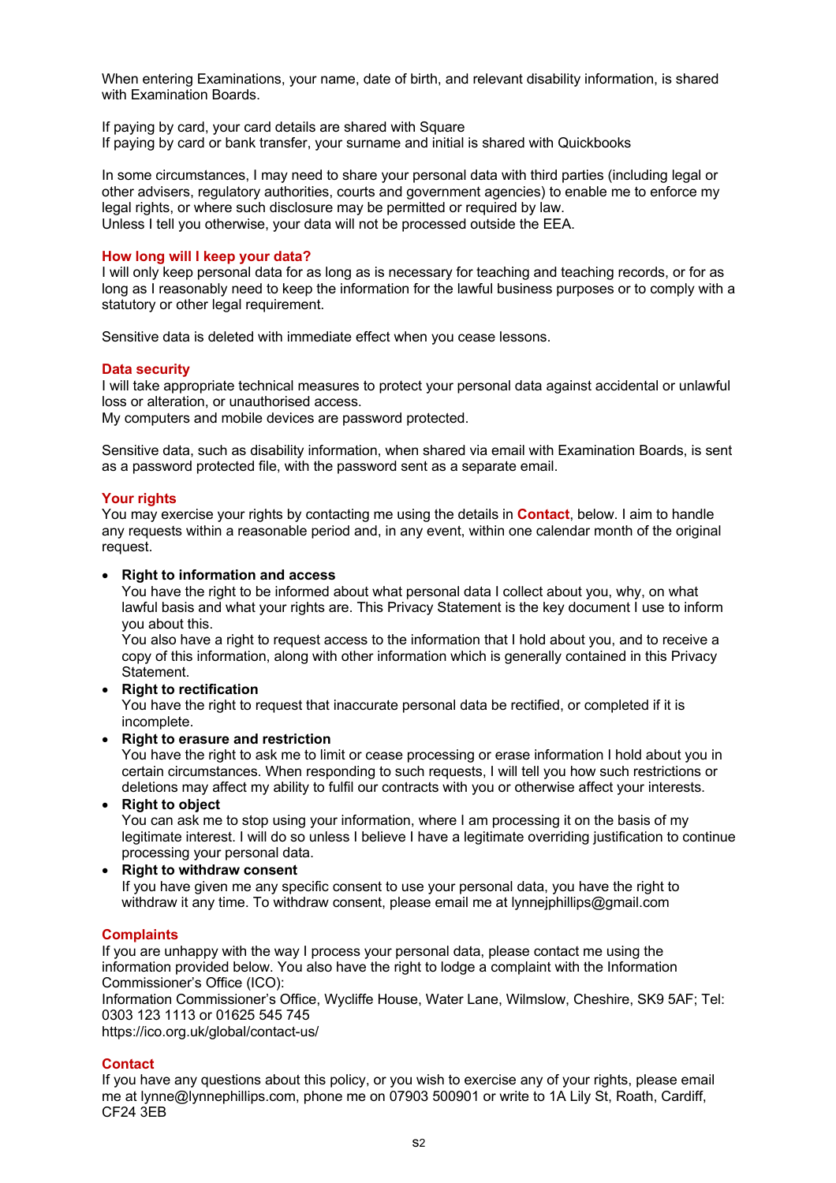When entering Examinations, your name, date of birth, and relevant disability information, is shared with Examination Boards.

If paying by card, your card details are shared with Square
If paying by card or bank transfer, your surname and initial is shared with Quickbooks

In some circumstances, I may need to share your personal data with third parties (including legal or other advisers, regulatory authorities, courts and government agencies) to enable me to enforce my legal rights, or where such disclosure may be permitted or required by law.
Unless I tell you otherwise, your data will not be processed outside the EEA.

## How long will I keep your data?

I will only keep personal data for as long as is necessary for teaching and teaching records, or for as long as I reasonably need to keep the information for the lawful business purposes or to comply with a statutory or other legal requirement.

Sensitive data is deleted with immediate effect when you cease lessons.

## Data security

I will take appropriate technical measures to protect your personal data against accidental or unlawful loss or alteration, or unauthorised access.
My computers and mobile devices are password protected.

Sensitive data, such as disability information, when shared via email with Examination Boards, is sent as a password protected file, with the password sent as a separate email.

## Your rights

You may exercise your rights by contacting me using the details in **Contact**, below. I aim to handle any requests within a reasonable period and, in any event, within one calendar month of the original request.

- **Right to information and access**
  You have the right to be informed about what personal data I collect about you, why, on what lawful basis and what your rights are. This Privacy Statement is the key document I use to inform you about this.
  You also have a right to request access to the information that I hold about you, and to receive a copy of this information, along with other information which is generally contained in this Privacy Statement.
- **Right to rectification**
  You have the right to request that inaccurate personal data be rectified, or completed if it is incomplete.
- **Right to erasure and restriction**
  You have the right to ask me to limit or cease processing or erase information I hold about you in certain circumstances. When responding to such requests, I will tell you how such restrictions or deletions may affect my ability to fulfil our contracts with you or otherwise affect your interests.
- **Right to object**
  You can ask me to stop using your information, where I am processing it on the basis of my legitimate interest. I will do so unless I believe I have a legitimate overriding justification to continue processing your personal data.
- **Right to withdraw consent**
  If you have given me any specific consent to use your personal data, you have the right to withdraw it any time. To withdraw consent, please email me at lynnejphillips@gmail.com

## Complaints

If you are unhappy with the way I process your personal data, please contact me using the information provided below. You also have the right to lodge a complaint with the Information Commissioner's Office (ICO):
Information Commissioner's Office, Wycliffe House, Water Lane, Wilmslow, Cheshire, SK9 5AF; Tel: 0303 123 1113 or 01625 545 745
https://ico.org.uk/global/contact-us/

## Contact

If you have any questions about this policy, or you wish to exercise any of your rights, please email me at lynne@lynnephillips.com, phone me on 07903 500901 or write to 1A Lily St, Roath, Cardiff, CF24 3EB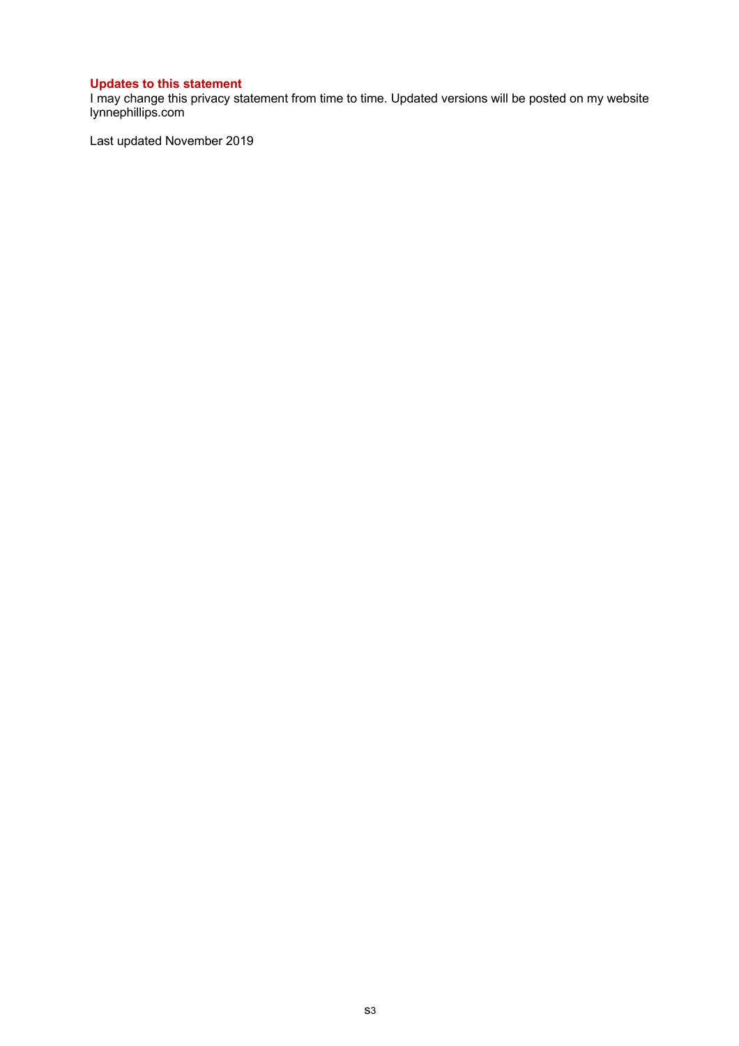### Updates to this statement

I may change this privacy statement from time to time. Updated versions will be posted on my website lynnephillips.com

Last updated November 2019